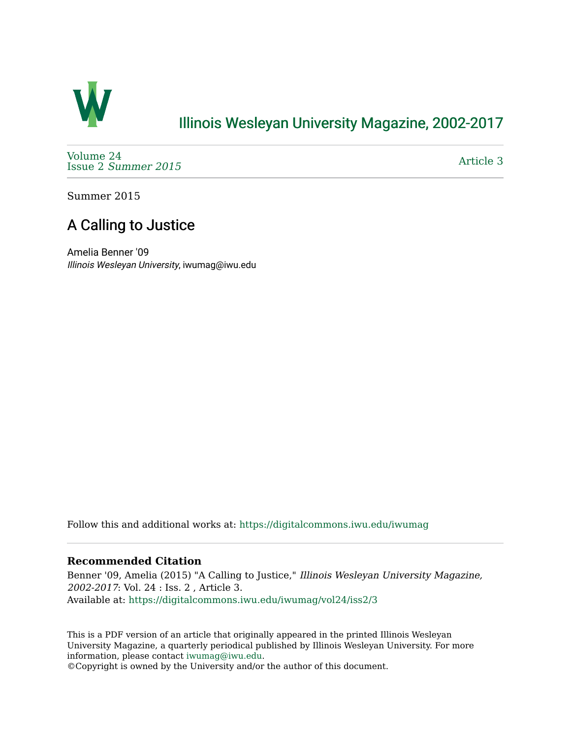# Illinois Wesleyan University Magazine, 2002-2017

Volume 24
Issue 2 *Summer 2015*

Article 3

Summer 2015

## A Calling to Justice

Amelia Benner '09
*Illinois Wesleyan University*, iwumag@iwu.edu

Follow this and additional works at: https://digitalcommons.iwu.edu/iwumag

### Recommended Citation

Benner '09, Amelia (2015) "A Calling to Justice," *Illinois Wesleyan University Magazine, 2002-2017*: Vol. 24 : Iss. 2 , Article 3.
Available at: https://digitalcommons.iwu.edu/iwumag/vol24/iss2/3

This is a PDF version of an article that originally appeared in the printed Illinois Wesleyan University Magazine, a quarterly periodical published by Illinois Wesleyan University. For more information, please contact iwumag@iwu.edu.
©Copyright is owned by the University and/or the author of this document.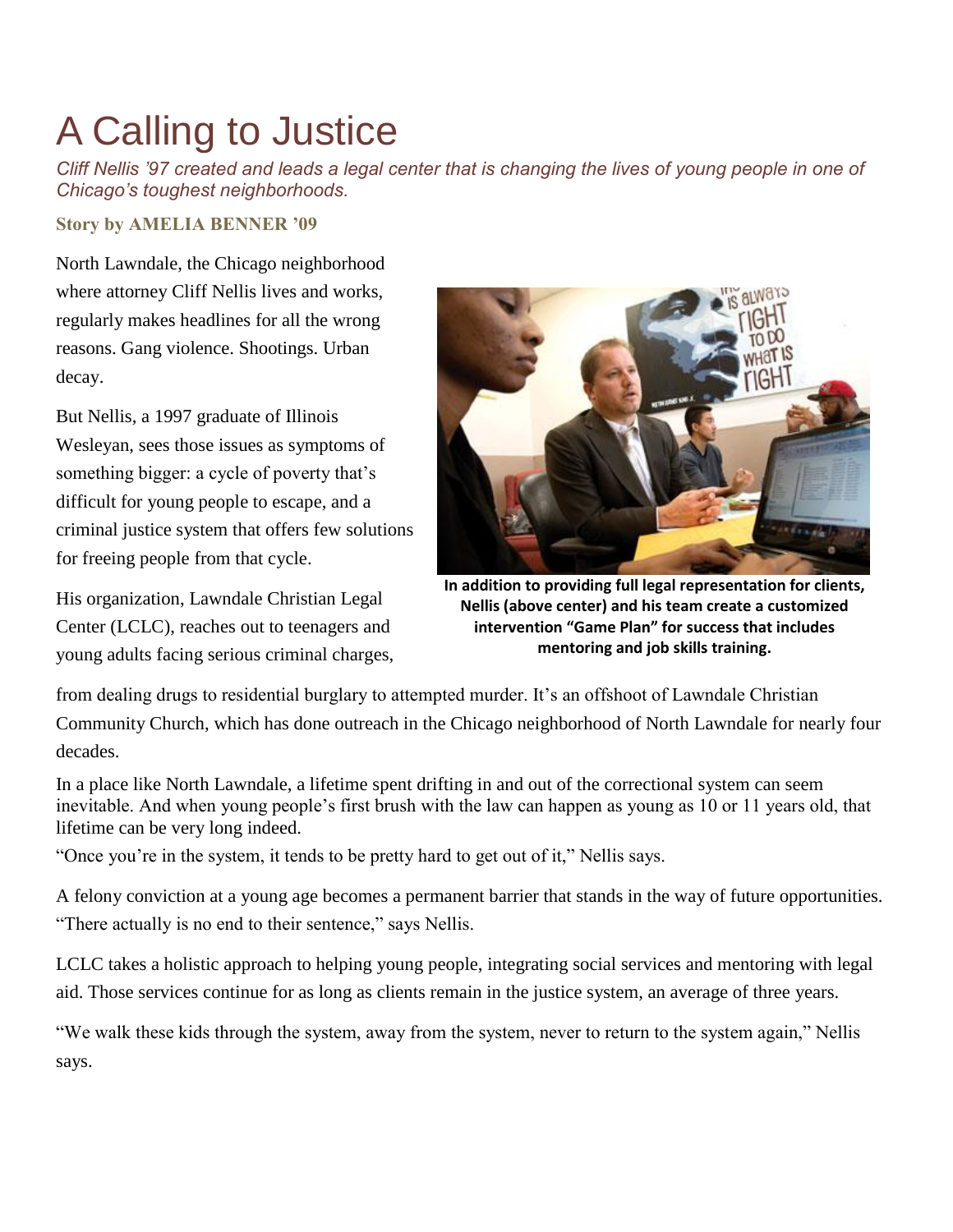# A Calling to Justice

*Cliff Nellis '97 created and leads a legal center that is changing the lives of young people in one of Chicago's toughest neighborhoods.*

**Story by AMELIA BENNER '09**

North Lawndale, the Chicago neighborhood where attorney Cliff Nellis lives and works, regularly makes headlines for all the wrong reasons. Gang violence. Shootings. Urban decay.

But Nellis, a 1997 graduate of Illinois Wesleyan, sees those issues as symptoms of something bigger: a cycle of poverty that's difficult for young people to escape, and a criminal justice system that offers few solutions for freeing people from that cycle.

His organization, Lawndale Christian Legal Center (LCLC), reaches out to teenagers and young adults facing serious criminal charges, from dealing drugs to residential burglary to attempted murder. It's an offshoot of Lawndale Christian Community Church, which has done outreach in the Chicago neighborhood of North Lawndale for nearly four decades.

**In addition to providing full legal representation for clients, Nellis (above center) and his team create a customized intervention "Game Plan" for success that includes mentoring and job skills training.**

In a place like North Lawndale, a lifetime spent drifting in and out of the correctional system can seem inevitable. And when young people's first brush with the law can happen as young as 10 or 11 years old, that lifetime can be very long indeed.

"Once you're in the system, it tends to be pretty hard to get out of it," Nellis says.

A felony conviction at a young age becomes a permanent barrier that stands in the way of future opportunities. "There actually is no end to their sentence," says Nellis.

LCLC takes a holistic approach to helping young people, integrating social services and mentoring with legal aid. Those services continue for as long as clients remain in the justice system, an average of three years.

"We walk these kids through the system, away from the system, never to return to the system again," Nellis says.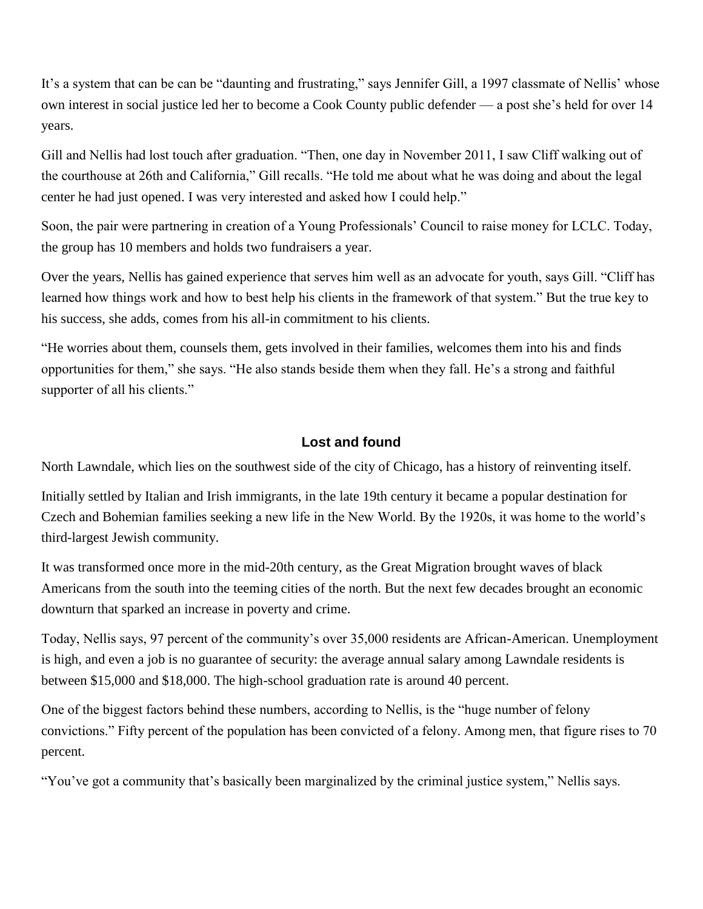It's a system that can be can be "daunting and frustrating," says Jennifer Gill, a 1997 classmate of Nellis' whose own interest in social justice led her to become a Cook County public defender — a post she's held for over 14 years.

Gill and Nellis had lost touch after graduation. "Then, one day in November 2011, I saw Cliff walking out of the courthouse at 26th and California," Gill recalls. "He told me about what he was doing and about the legal center he had just opened. I was very interested and asked how I could help."

Soon, the pair were partnering in creation of a Young Professionals' Council to raise money for LCLC. Today, the group has 10 members and holds two fundraisers a year.

Over the years, Nellis has gained experience that serves him well as an advocate for youth, says Gill. "Cliff has learned how things work and how to best help his clients in the framework of that system." But the true key to his success, she adds, comes from his all-in commitment to his clients.

"He worries about them, counsels them, gets involved in their families, welcomes them into his and finds opportunities for them," she says. "He also stands beside them when they fall. He's a strong and faithful supporter of all his clients."

## Lost and found

North Lawndale, which lies on the southwest side of the city of Chicago, has a history of reinventing itself.

Initially settled by Italian and Irish immigrants, in the late 19th century it became a popular destination for Czech and Bohemian families seeking a new life in the New World. By the 1920s, it was home to the world's third-largest Jewish community.

It was transformed once more in the mid-20th century, as the Great Migration brought waves of black Americans from the south into the teeming cities of the north. But the next few decades brought an economic downturn that sparked an increase in poverty and crime.

Today, Nellis says, 97 percent of the community's over 35,000 residents are African-American. Unemployment is high, and even a job is no guarantee of security: the average annual salary among Lawndale residents is between $15,000 and $18,000. The high-school graduation rate is around 40 percent.

One of the biggest factors behind these numbers, according to Nellis, is the "huge number of felony convictions." Fifty percent of the population has been convicted of a felony. Among men, that figure rises to 70 percent.

"You've got a community that's basically been marginalized by the criminal justice system," Nellis says.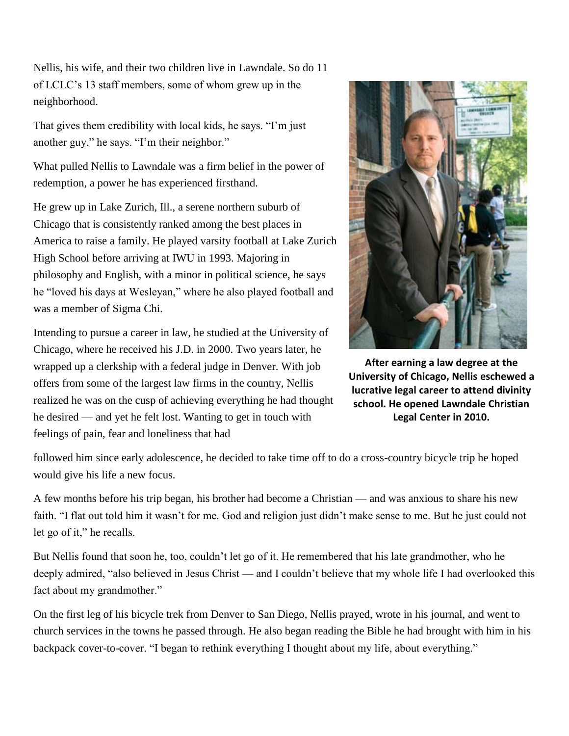Nellis, his wife, and their two children live in Lawndale. So do 11 of LCLC's 13 staff members, some of whom grew up in the neighborhood.

That gives them credibility with local kids, he says. "I'm just another guy," he says. "I'm their neighbor."

What pulled Nellis to Lawndale was a firm belief in the power of redemption, a power he has experienced firsthand.

He grew up in Lake Zurich, Ill., a serene northern suburb of Chicago that is consistently ranked among the best places in America to raise a family. He played varsity football at Lake Zurich High School before arriving at IWU in 1993. Majoring in philosophy and English, with a minor in political science, he says he "loved his days at Wesleyan," where he also played football and was a member of Sigma Chi.

Intending to pursue a career in law, he studied at the University of Chicago, where he received his J.D. in 2000. Two years later, he wrapped up a clerkship with a federal judge in Denver. With job offers from some of the largest law firms in the country, Nellis realized he was on the cusp of achieving everything he had thought he desired — and yet he felt lost. Wanting to get in touch with feelings of pain, fear and loneliness that had followed him since early adolescence, he decided to take time off to do a cross-country bicycle trip he hoped would give his life a new focus.

**After earning a law degree at the University of Chicago, Nellis eschewed a lucrative legal career to attend divinity school. He opened Lawndale Christian Legal Center in 2010.**

A few months before his trip began, his brother had become a Christian — and was anxious to share his new faith. "I flat out told him it wasn't for me. God and religion just didn't make sense to me. But he just could not let go of it," he recalls.

But Nellis found that soon he, too, couldn't let go of it. He remembered that his late grandmother, who he deeply admired, "also believed in Jesus Christ — and I couldn't believe that my whole life I had overlooked this fact about my grandmother."

On the first leg of his bicycle trek from Denver to San Diego, Nellis prayed, wrote in his journal, and went to church services in the towns he passed through. He also began reading the Bible he had brought with him in his backpack cover-to-cover. "I began to rethink everything I thought about my life, about everything."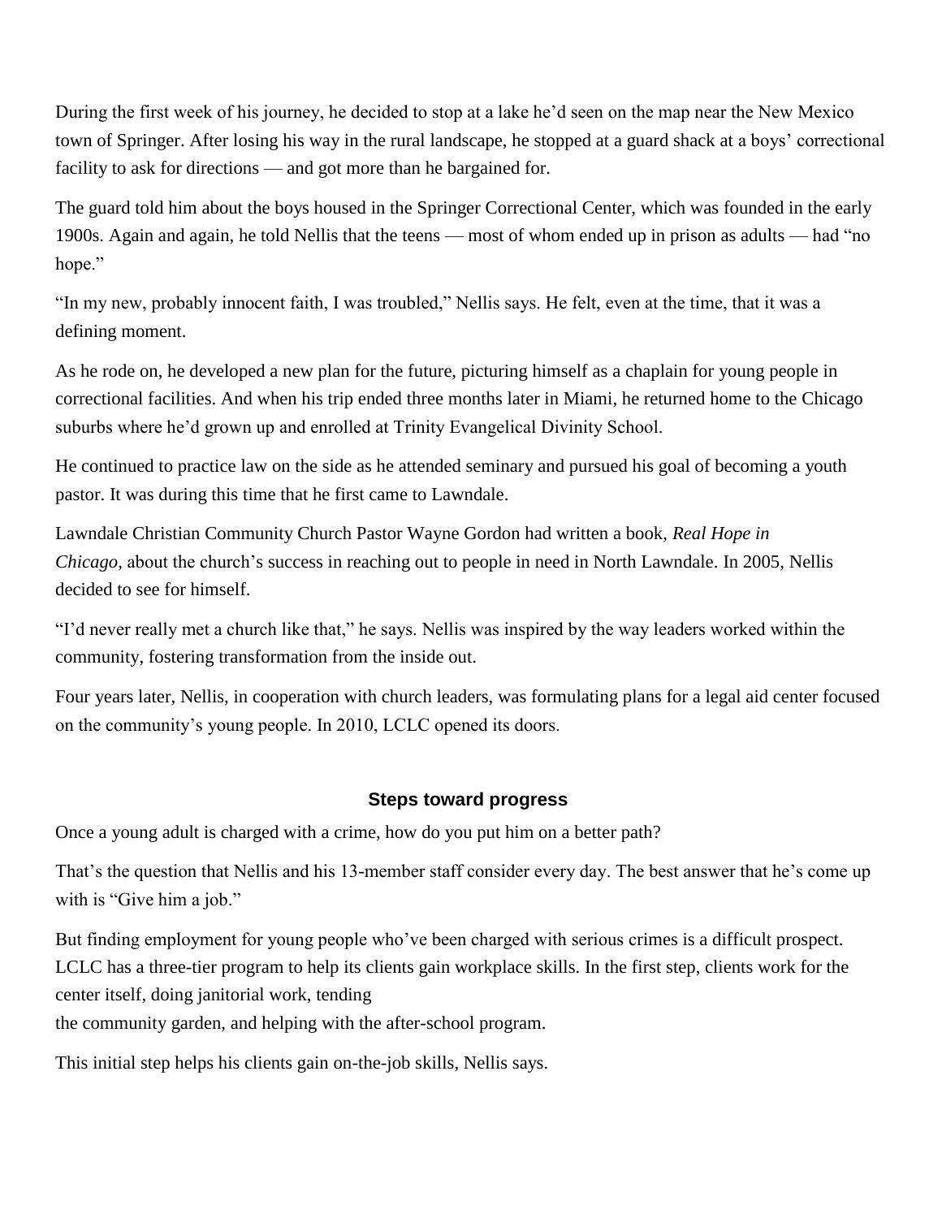During the first week of his journey, he decided to stop at a lake he'd seen on the map near the New Mexico town of Springer. After losing his way in the rural landscape, he stopped at a guard shack at a boys' correctional facility to ask for directions — and got more than he bargained for.

The guard told him about the boys housed in the Springer Correctional Center, which was founded in the early 1900s. Again and again, he told Nellis that the teens — most of whom ended up in prison as adults — had "no hope."

"In my new, probably innocent faith, I was troubled," Nellis says. He felt, even at the time, that it was a defining moment.

As he rode on, he developed a new plan for the future, picturing himself as a chaplain for young people in correctional facilities. And when his trip ended three months later in Miami, he returned home to the Chicago suburbs where he'd grown up and enrolled at Trinity Evangelical Divinity School.

He continued to practice law on the side as he attended seminary and pursued his goal of becoming a youth pastor. It was during this time that he first came to Lawndale.

Lawndale Christian Community Church Pastor Wayne Gordon had written a book, *Real Hope in Chicago,* about the church's success in reaching out to people in need in North Lawndale. In 2005, Nellis decided to see for himself.

"I'd never really met a church like that," he says. Nellis was inspired by the way leaders worked within the community, fostering transformation from the inside out.

Four years later, Nellis, in cooperation with church leaders, was formulating plans for a legal aid center focused on the community's young people. In 2010, LCLC opened its doors.

### Steps toward progress

Once a young adult is charged with a crime, how do you put him on a better path?

That's the question that Nellis and his 13-member staff consider every day. The best answer that he's come up with is "Give him a job."

But finding employment for young people who've been charged with serious crimes is a difficult prospect. LCLC has a three-tier program to help its clients gain workplace skills. In the first step, clients work for the center itself, doing janitorial work, tending the community garden, and helping with the after-school program.

This initial step helps his clients gain on-the-job skills, Nellis says.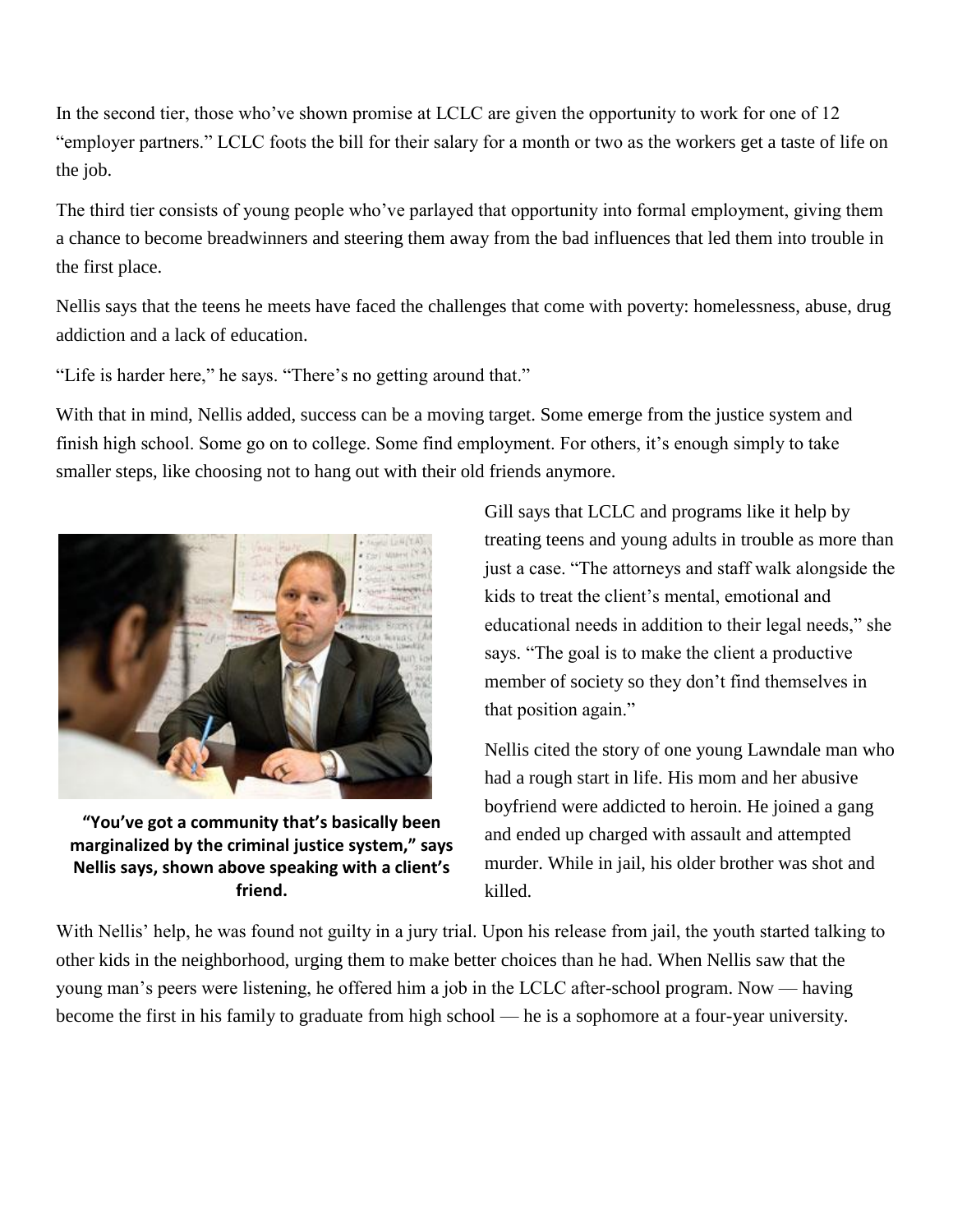In the second tier, those who've shown promise at LCLC are given the opportunity to work for one of 12 "employer partners." LCLC foots the bill for their salary for a month or two as the workers get a taste of life on the job.

The third tier consists of young people who've parlayed that opportunity into formal employment, giving them a chance to become breadwinners and steering them away from the bad influences that led them into trouble in the first place.

Nellis says that the teens he meets have faced the challenges that come with poverty: homelessness, abuse, drug addiction and a lack of education.

"Life is harder here," he says. "There's no getting around that."

With that in mind, Nellis added, success can be a moving target. Some emerge from the justice system and finish high school. Some go on to college. Some find employment. For others, it's enough simply to take smaller steps, like choosing not to hang out with their old friends anymore.

**"You've got a community that's basically been marginalized by the criminal justice system," says Nellis says, shown above speaking with a client's friend.**

Gill says that LCLC and programs like it help by treating teens and young adults in trouble as more than just a case. "The attorneys and staff walk alongside the kids to treat the client's mental, emotional and educational needs in addition to their legal needs," she says. "The goal is to make the client a productive member of society so they don't find themselves in that position again."

Nellis cited the story of one young Lawndale man who had a rough start in life. His mom and her abusive boyfriend were addicted to heroin. He joined a gang and ended up charged with assault and attempted murder. While in jail, his older brother was shot and killed.

With Nellis' help, he was found not guilty in a jury trial. Upon his release from jail, the youth started talking to other kids in the neighborhood, urging them to make better choices than he had. When Nellis saw that the young man's peers were listening, he offered him a job in the LCLC after-school program. Now — having become the first in his family to graduate from high school — he is a sophomore at a four-year university.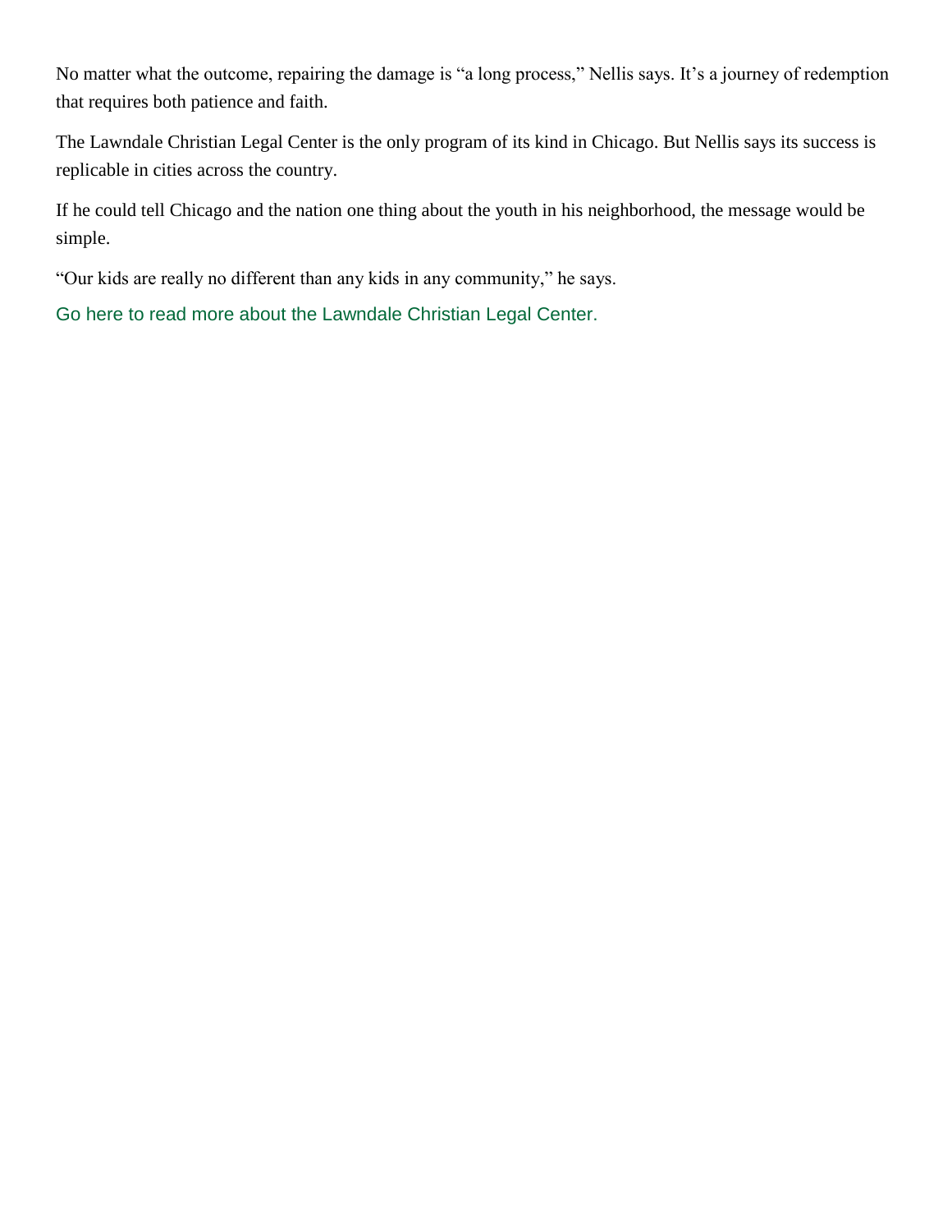No matter what the outcome, repairing the damage is "a long process," Nellis says. It's a journey of redemption that requires both patience and faith.

The Lawndale Christian Legal Center is the only program of its kind in Chicago. But Nellis says its success is replicable in cities across the country.

If he could tell Chicago and the nation one thing about the youth in his neighborhood, the message would be simple.

"Our kids are really no different than any kids in any community," he says.

Go here to read more about the Lawndale Christian Legal Center.